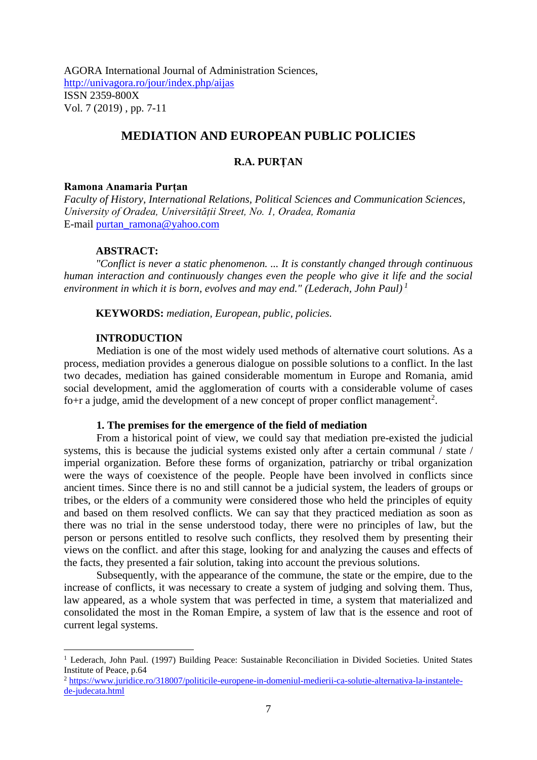AGORA International Journal of Administration Sciences,
http://univagora.ro/jour/index.php/aijas
ISSN 2359-800X
Vol. 7 (2019) , pp. 7-11

# MEDIATION AND EUROPEAN PUBLIC POLICIES

**R.A. PURȚAN**

**Ramona Anamaria Purțan**
*Faculty of History, International Relations, Political Sciences and Communication Sciences, University of Oradea, Universității Street, No. 1, Oradea, Romania*
E-mail purtan_ramona@yahoo.com

**ABSTRACT:**
*"Conflict is never a static phenomenon. ... It is constantly changed through continuous human interaction and continuously changes even the people who give it life and the social environment in which it is born, evolves and may end." (Lederach, John Paul)*[1]

**KEYWORDS:** *mediation, European, public, policies.*

## INTRODUCTION

Mediation is one of the most widely used methods of alternative court solutions. As a process, mediation provides a generous dialogue on possible solutions to a conflict. In the last two decades, mediation has gained considerable momentum in Europe and Romania, amid social development, amid the agglomeration of courts with a considerable volume of cases fo+r a judge, amid the development of a new concept of proper conflict management[2].

### 1. The premises for the emergence of the field of mediation

From a historical point of view, we could say that mediation pre-existed the judicial systems, this is because the judicial systems existed only after a certain communal / state / imperial organization. Before these forms of organization, patriarchy or tribal organization were the ways of coexistence of the people. People have been involved in conflicts since ancient times. Since there is no and still cannot be a judicial system, the leaders of groups or tribes, or the elders of a community were considered those who held the principles of equity and based on them resolved conflicts. We can say that they practiced mediation as soon as there was no trial in the sense understood today, there were no principles of law, but the person or persons entitled to resolve such conflicts, they resolved them by presenting their views on the conflict. and after this stage, looking for and analyzing the causes and effects of the facts, they presented a fair solution, taking into account the previous solutions.

Subsequently, with the appearance of the commune, the state or the empire, due to the increase of conflicts, it was necessary to create a system of judging and solving them. Thus, law appeared, as a whole system that was perfected in time, a system that materialized and consolidated the most in the Roman Empire, a system of law that is the essence and root of current legal systems.

---

[1] Lederach, John Paul. (1997) Building Peace: Sustainable Reconciliation in Divided Societies. United States Institute of Peace, p.64

[2] https://www.juridice.ro/318007/politicile-europene-in-domeniul-medierii-ca-solutie-alternativa-la-instantele-de-judecata.html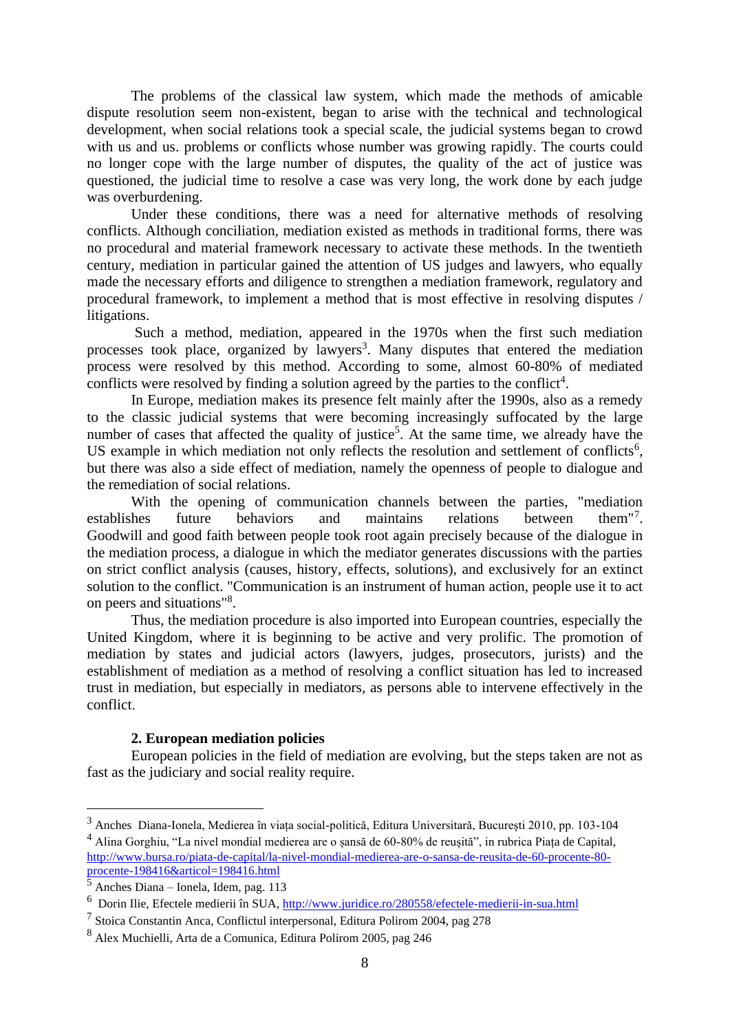The problems of the classical law system, which made the methods of amicable dispute resolution seem non-existent, began to arise with the technical and technological development, when social relations took a special scale, the judicial systems began to crowd with us and us. problems or conflicts whose number was growing rapidly. The courts could no longer cope with the large number of disputes, the quality of the act of justice was questioned, the judicial time to resolve a case was very long, the work done by each judge was overburdening.

Under these conditions, there was a need for alternative methods of resolving conflicts. Although conciliation, mediation existed as methods in traditional forms, there was no procedural and material framework necessary to activate these methods. In the twentieth century, mediation in particular gained the attention of US judges and lawyers, who equally made the necessary efforts and diligence to strengthen a mediation framework, regulatory and procedural framework, to implement a method that is most effective in resolving disputes / litigations.

Such a method, mediation, appeared in the 1970s when the first such mediation processes took place, organized by lawyers[3]. Many disputes that entered the mediation process were resolved by this method. According to some, almost 60-80% of mediated conflicts were resolved by finding a solution agreed by the parties to the conflict[4].

In Europe, mediation makes its presence felt mainly after the 1990s, also as a remedy to the classic judicial systems that were becoming increasingly suffocated by the large number of cases that affected the quality of justice[5]. At the same time, we already have the US example in which mediation not only reflects the resolution and settlement of conflicts[6], but there was also a side effect of mediation, namely the openness of people to dialogue and the remediation of social relations.

With the opening of communication channels between the parties, "mediation establishes future behaviors and maintains relations between them"[7]. Goodwill and good faith between people took root again precisely because of the dialogue in the mediation process, a dialogue in which the mediator generates discussions with the parties on strict conflict analysis (causes, history, effects, solutions), and exclusively for an extinct solution to the conflict. "Communication is an instrument of human action, people use it to act on peers and situations"[8].

Thus, the mediation procedure is also imported into European countries, especially the United Kingdom, where it is beginning to be active and very prolific. The promotion of mediation by states and judicial actors (lawyers, judges, prosecutors, jurists) and the establishment of mediation as a method of resolving a conflict situation has led to increased trust in mediation, but especially in mediators, as persons able to intervene effectively in the conflict.

## 2. European mediation policies

European policies in the field of mediation are evolving, but the steps taken are not as fast as the judiciary and social reality require.

---

[3] Anches Diana-Ionela, Medierea în viața social-politică, Editura Universitară, București 2010, pp. 103-104

[4] Alina Gorghiu, "La nivel mondial medierea are o șansă de 60-80% de reușită", in rubrica Piața de Capital, http://www.bursa.ro/piata-de-capital/la-nivel-mondial-medierea-are-o-sansa-de-reusita-de-60-procente-80-procente-198416&articol=198416.html

[5] Anches Diana – Ionela, Idem, pag. 113

[6] Dorin Ilie, Efectele medierii în SUA, http://www.juridice.ro/280558/efectele-medierii-in-sua.html

[7] Stoica Constantin Anca, Conflictul interpersonal, Editura Polirom 2004, pag 278

[8] Alex Muchielli, Arta de a Comunica, Editura Polirom 2005, pag 246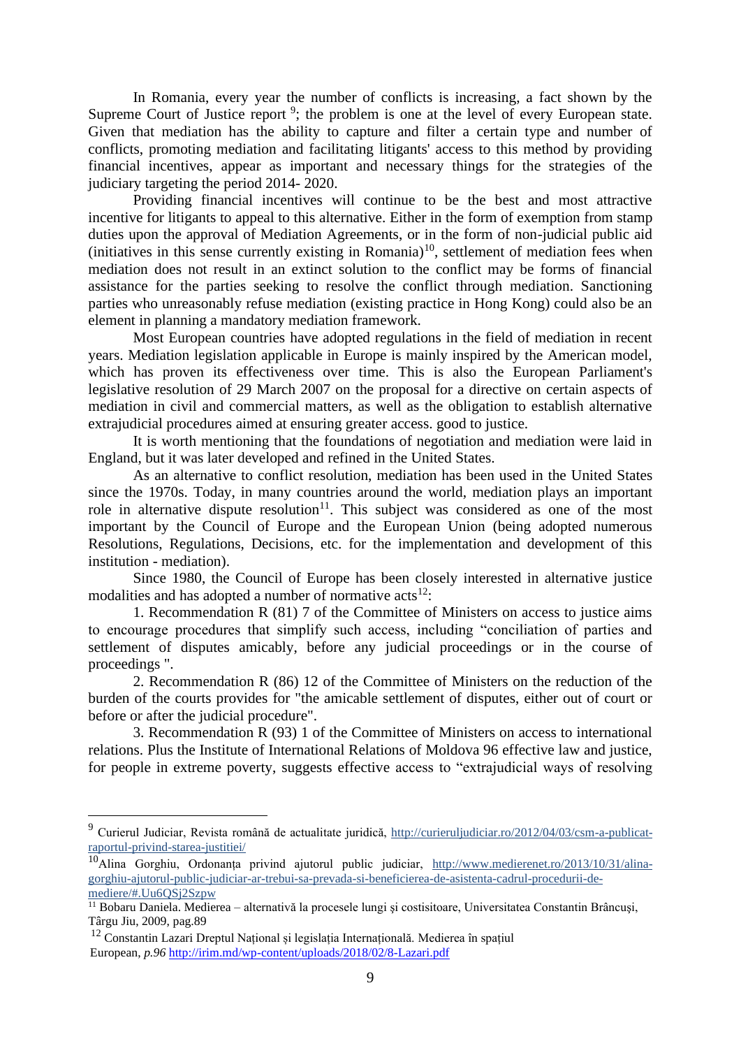In Romania, every year the number of conflicts is increasing, a fact shown by the Supreme Court of Justice report [9]; the problem is one at the level of every European state. Given that mediation has the ability to capture and filter a certain type and number of conflicts, promoting mediation and facilitating litigants' access to this method by providing financial incentives, appear as important and necessary things for the strategies of the judiciary targeting the period 2014- 2020.

Providing financial incentives will continue to be the best and most attractive incentive for litigants to appeal to this alternative. Either in the form of exemption from stamp duties upon the approval of Mediation Agreements, or in the form of non-judicial public aid (initiatives in this sense currently existing in Romania)[10], settlement of mediation fees when mediation does not result in an extinct solution to the conflict may be forms of financial assistance for the parties seeking to resolve the conflict through mediation. Sanctioning parties who unreasonably refuse mediation (existing practice in Hong Kong) could also be an element in planning a mandatory mediation framework.

Most European countries have adopted regulations in the field of mediation in recent years. Mediation legislation applicable in Europe is mainly inspired by the American model, which has proven its effectiveness over time. This is also the European Parliament's legislative resolution of 29 March 2007 on the proposal for a directive on certain aspects of mediation in civil and commercial matters, as well as the obligation to establish alternative extrajudicial procedures aimed at ensuring greater access. good to justice.

It is worth mentioning that the foundations of negotiation and mediation were laid in England, but it was later developed and refined in the United States.

As an alternative to conflict resolution, mediation has been used in the United States since the 1970s. Today, in many countries around the world, mediation plays an important role in alternative dispute resolution[11]. This subject was considered as one of the most important by the Council of Europe and the European Union (being adopted numerous Resolutions, Regulations, Decisions, etc. for the implementation and development of this institution - mediation).

Since 1980, the Council of Europe has been closely interested in alternative justice modalities and has adopted a number of normative acts[12]:

1. Recommendation R (81) 7 of the Committee of Ministers on access to justice aims to encourage procedures that simplify such access, including "conciliation of parties and settlement of disputes amicably, before any judicial proceedings or in the course of proceedings ".

2. Recommendation R (86) 12 of the Committee of Ministers on the reduction of the burden of the courts provides for "the amicable settlement of disputes, either out of court or before or after the judicial procedure".

3. Recommendation R (93) 1 of the Committee of Ministers on access to international relations. Plus the Institute of International Relations of Moldova 96 effective law and justice, for people in extreme poverty, suggests effective access to "extrajudicial ways of resolving

---

[9] Curierul Judiciar, Revista română de actualitate juridică, http://curieruljudiciar.ro/2012/04/03/csm-a-publicat-raportul-privind-starea-justitiei/

[10] Alina Gorghiu, Ordonanța privind ajutorul public judiciar, http://www.medierenet.ro/2013/10/31/alina-gorghiu-ajutorul-public-judiciar-ar-trebui-sa-prevada-si-beneficierea-de-asistenta-cadrul-procedurii-de-mediere/#.Uu6QSj2Szpw

[11] Bobaru Daniela. Medierea – alternativă la procesele lungi și costisitoare, Universitatea Constantin Brâncuși, Târgu Jiu, 2009, pag.89

[12] Constantin Lazari Dreptul Național și legislația Internațională. Medierea în spațiul European, *p.96* http://irim.md/wp-content/uploads/2018/02/8-Lazari.pdf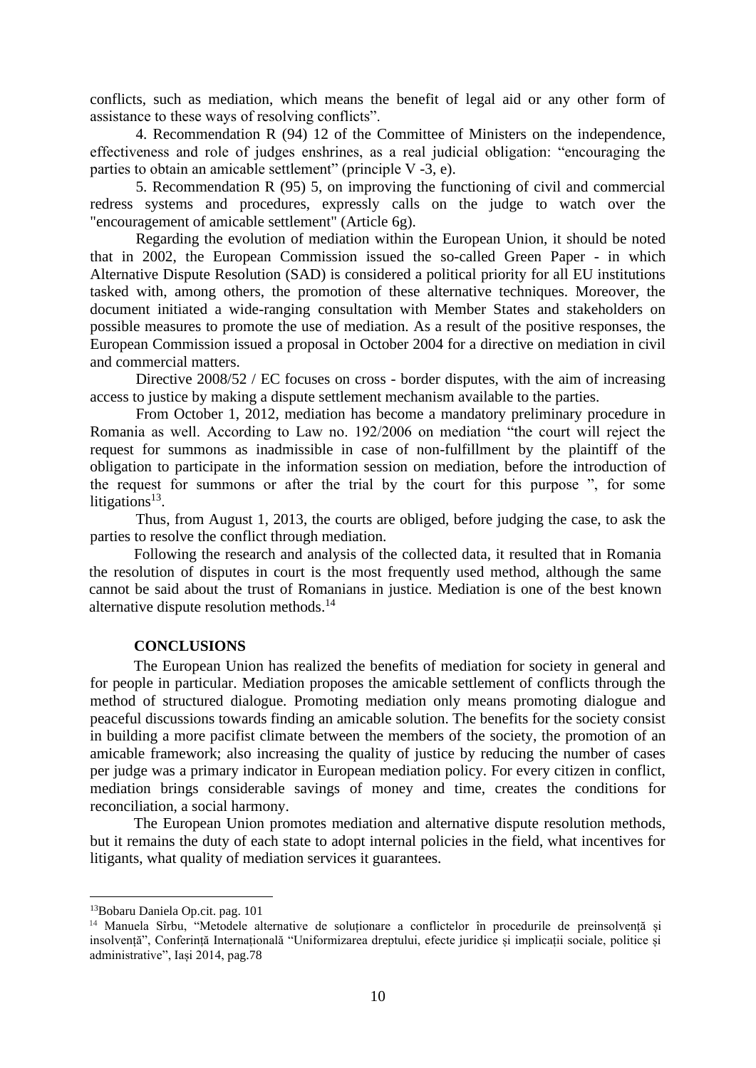conflicts, such as mediation, which means the benefit of legal aid or any other form of assistance to these ways of resolving conflicts".

4. Recommendation R (94) 12 of the Committee of Ministers on the independence, effectiveness and role of judges enshrines, as a real judicial obligation: "encouraging the parties to obtain an amicable settlement" (principle V -3, e).

5. Recommendation R (95) 5, on improving the functioning of civil and commercial redress systems and procedures, expressly calls on the judge to watch over the "encouragement of amicable settlement" (Article 6g).

Regarding the evolution of mediation within the European Union, it should be noted that in 2002, the European Commission issued the so-called Green Paper - in which Alternative Dispute Resolution (SAD) is considered a political priority for all EU institutions tasked with, among others, the promotion of these alternative techniques. Moreover, the document initiated a wide-ranging consultation with Member States and stakeholders on possible measures to promote the use of mediation. As a result of the positive responses, the European Commission issued a proposal in October 2004 for a directive on mediation in civil and commercial matters.

Directive 2008/52 / EC focuses on cross - border disputes, with the aim of increasing access to justice by making a dispute settlement mechanism available to the parties.

From October 1, 2012, mediation has become a mandatory preliminary procedure in Romania as well. According to Law no. 192/2006 on mediation "the court will reject the request for summons as inadmissible in case of non-fulfillment by the plaintiff of the obligation to participate in the information session on mediation, before the introduction of the request for summons or after the trial by the court for this purpose ", for some litigations[13].

Thus, from August 1, 2013, the courts are obliged, before judging the case, to ask the parties to resolve the conflict through mediation.

Following the research and analysis of the collected data, it resulted that in Romania the resolution of disputes in court is the most frequently used method, although the same cannot be said about the trust of Romanians in justice. Mediation is one of the best known alternative dispute resolution methods.[14]

## CONCLUSIONS

The European Union has realized the benefits of mediation for society in general and for people in particular. Mediation proposes the amicable settlement of conflicts through the method of structured dialogue. Promoting mediation only means promoting dialogue and peaceful discussions towards finding an amicable solution. The benefits for the society consist in building a more pacifist climate between the members of the society, the promotion of an amicable framework; also increasing the quality of justice by reducing the number of cases per judge was a primary indicator in European mediation policy. For every citizen in conflict, mediation brings considerable savings of money and time, creates the conditions for reconciliation, a social harmony.

The European Union promotes mediation and alternative dispute resolution methods, but it remains the duty of each state to adopt internal policies in the field, what incentives for litigants, what quality of mediation services it guarantees.

---

[13]Bobaru Daniela Op.cit. pag. 101

[14] Manuela Sîrbu, "Metodele alternative de soluționare a conflictelor în procedurile de preinsolvență și insolvență", Conferință Internațională "Uniformizarea dreptului, efecte juridice și implicații sociale, politice și administrative", Iași 2014, pag.78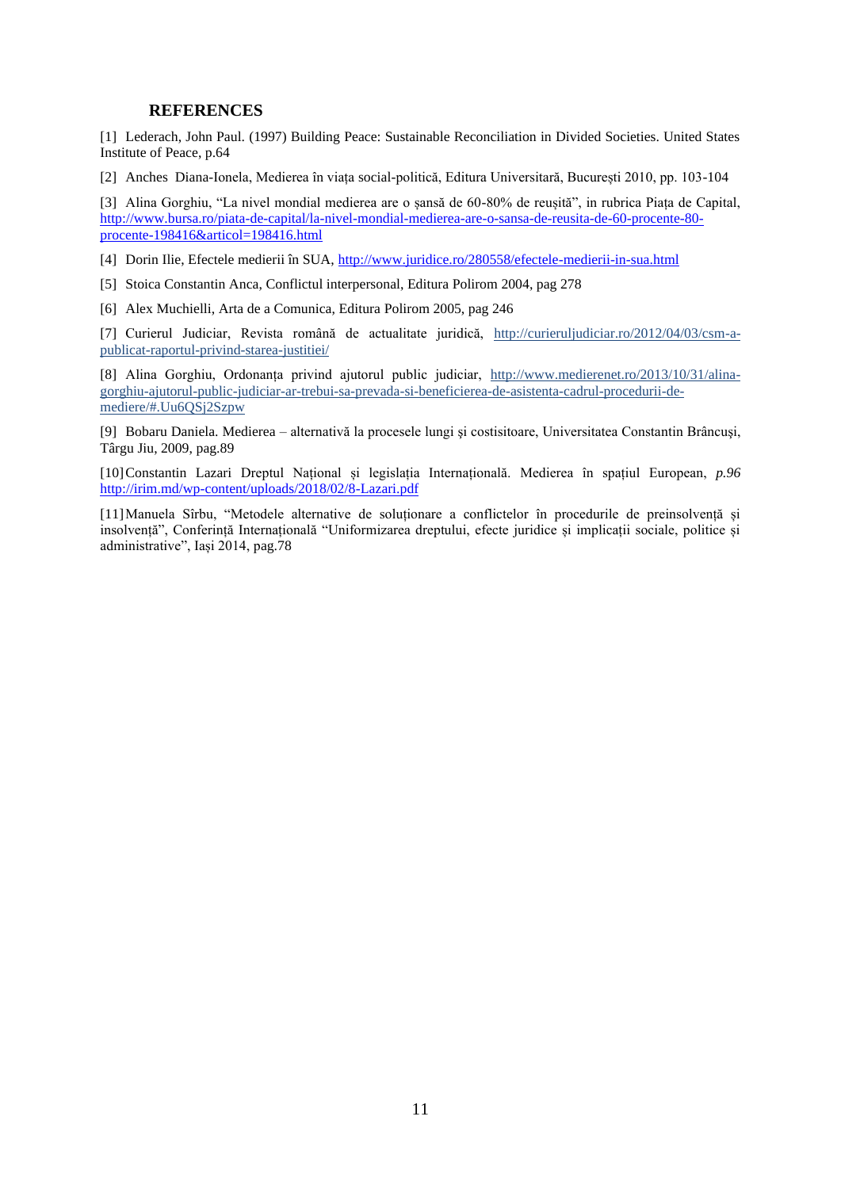## REFERENCES

[1] Lederach, John Paul. (1997) Building Peace: Sustainable Reconciliation in Divided Societies. United States Institute of Peace, p.64

[2] Anches Diana-Ionela, Medierea în viața social-politică, Editura Universitară, București 2010, pp. 103-104

[3] Alina Gorghiu, "La nivel mondial medierea are o șansă de 60-80% de reușită", in rubrica Piața de Capital, http://www.bursa.ro/piata-de-capital/la-nivel-mondial-medierea-are-o-sansa-de-reusita-de-60-procente-80-procente-198416&articol=198416.html

[4] Dorin Ilie, Efectele medierii în SUA, http://www.juridice.ro/280558/efectele-medierii-in-sua.html

[5] Stoica Constantin Anca, Conflictul interpersonal, Editura Polirom 2004, pag 278

[6] Alex Muchielli, Arta de a Comunica, Editura Polirom 2005, pag 246

[7] Curierul Judiciar, Revista română de actualitate juridică, http://curieruljudiciar.ro/2012/04/03/csm-a-publicat-raportul-privind-starea-justitiei/

[8] Alina Gorghiu, Ordonanța privind ajutorul public judiciar, http://www.medierenet.ro/2013/10/31/alina-gorghiu-ajutorul-public-judiciar-ar-trebui-sa-prevada-si-beneficierea-de-asistenta-cadrul-procedurii-de-mediere/#.Uu6QSj2Szpw

[9] Bobaru Daniela. Medierea – alternativă la procesele lungi și costisitoare, Universitatea Constantin Brâncuși, Târgu Jiu, 2009, pag.89

[10] Constantin Lazari Dreptul Național și legislația Internațională. Medierea în spațiul European, *p.96* http://irim.md/wp-content/uploads/2018/02/8-Lazari.pdf

[11] Manuela Sîrbu, "Metodele alternative de soluționare a conflictelor în procedurile de preinsolvență și insolvență", Conferință Internațională "Uniformizarea dreptului, efecte juridice și implicații sociale, politice și administrative", Iași 2014, pag.78